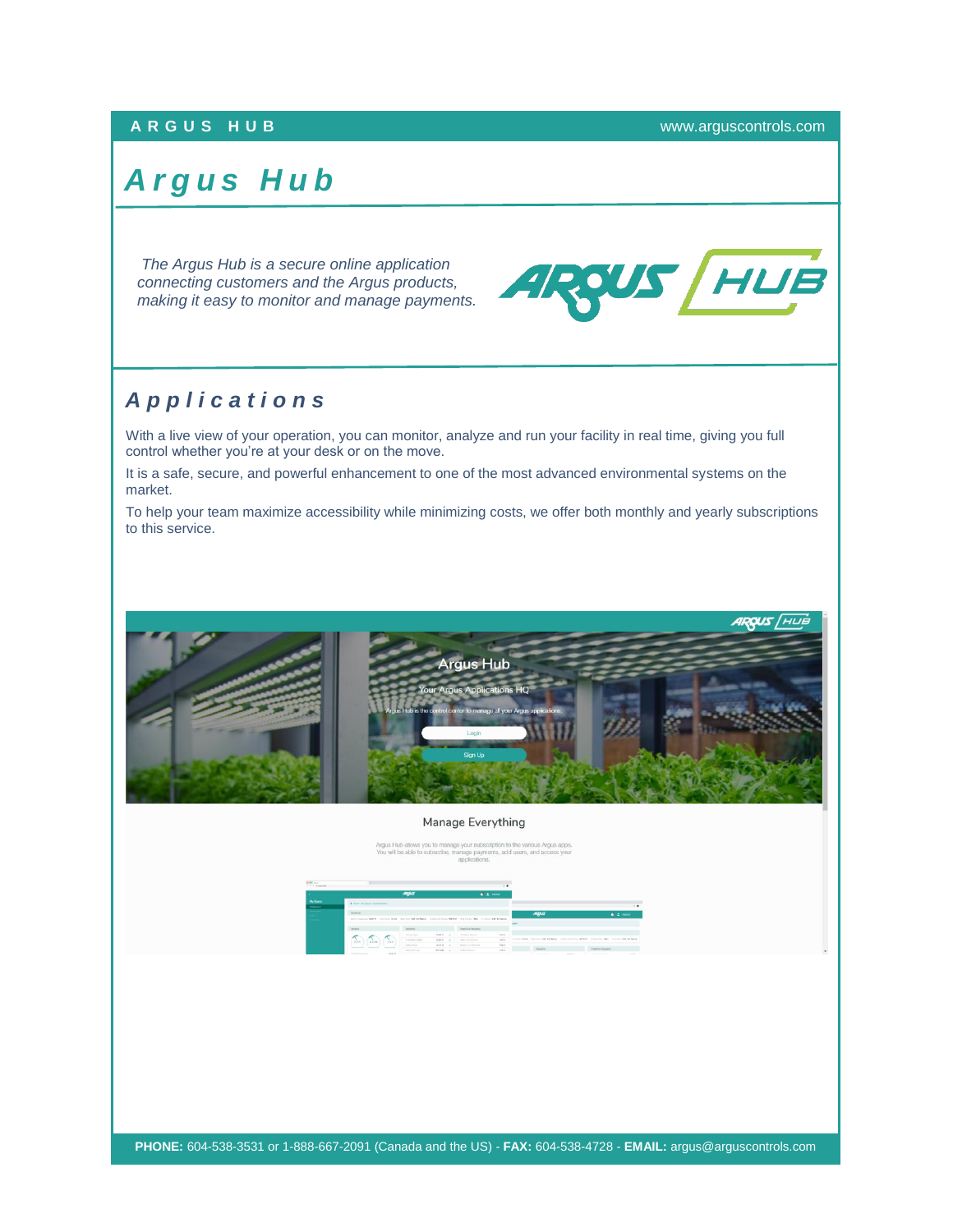# Argus Hub

*The Argus Hub is a secure online application connecting customers and the Argus products, making it easy to monitor and manage payments.*

## Applications

With a live view of your operation, you can monitor, analyze and run your facility in real time, giving you full control whether you're at your desk or on the move.

It is a safe, secure, and powerful enhancement to one of the most advanced environmental systems on the market.

To help your team maximize accessibility while minimizing costs, we offer both monthly and yearly subscriptions to this service.

**PHONE:** 604-538-3531 or 1-888-667-2091 (Canada and the US) - **FAX:** 604-538-4728 - **EMAIL:** argus@arguscontrols.com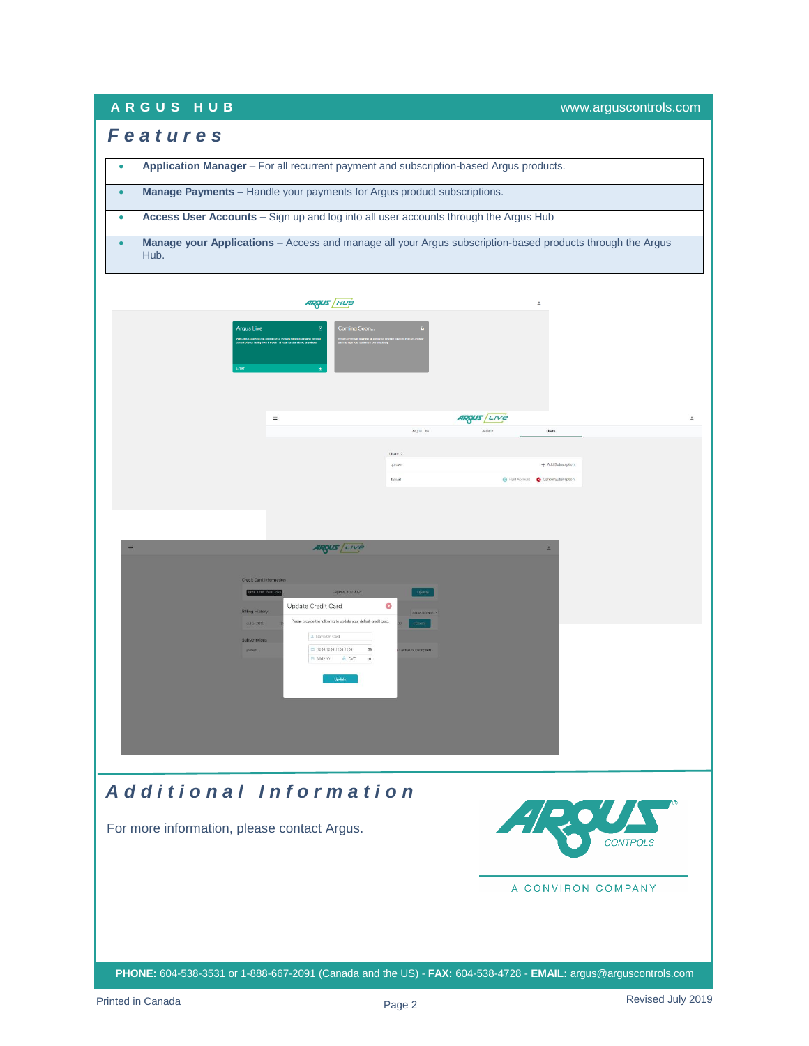## Features

- **Application Manager** – For all recurrent payment and subscription-based Argus products.
- **Manage Payments –** Handle your payments for Argus product subscriptions.
- **Access User Accounts –** Sign up and log into all user accounts through the Argus Hub
- **Manage your Applications** – Access and manage all your Argus subscription-based products through the Argus Hub.

## Additional Information

For more information, please contact Argus.

A CONVIRON COMPANY

**PHONE:** 604-538-3531 or 1-888-667-2091 (Canada and the US) - **FAX:** 604-538-4728 - **EMAIL:** argus@arguscontrols.com

Printed in Canada

Revised July 2019